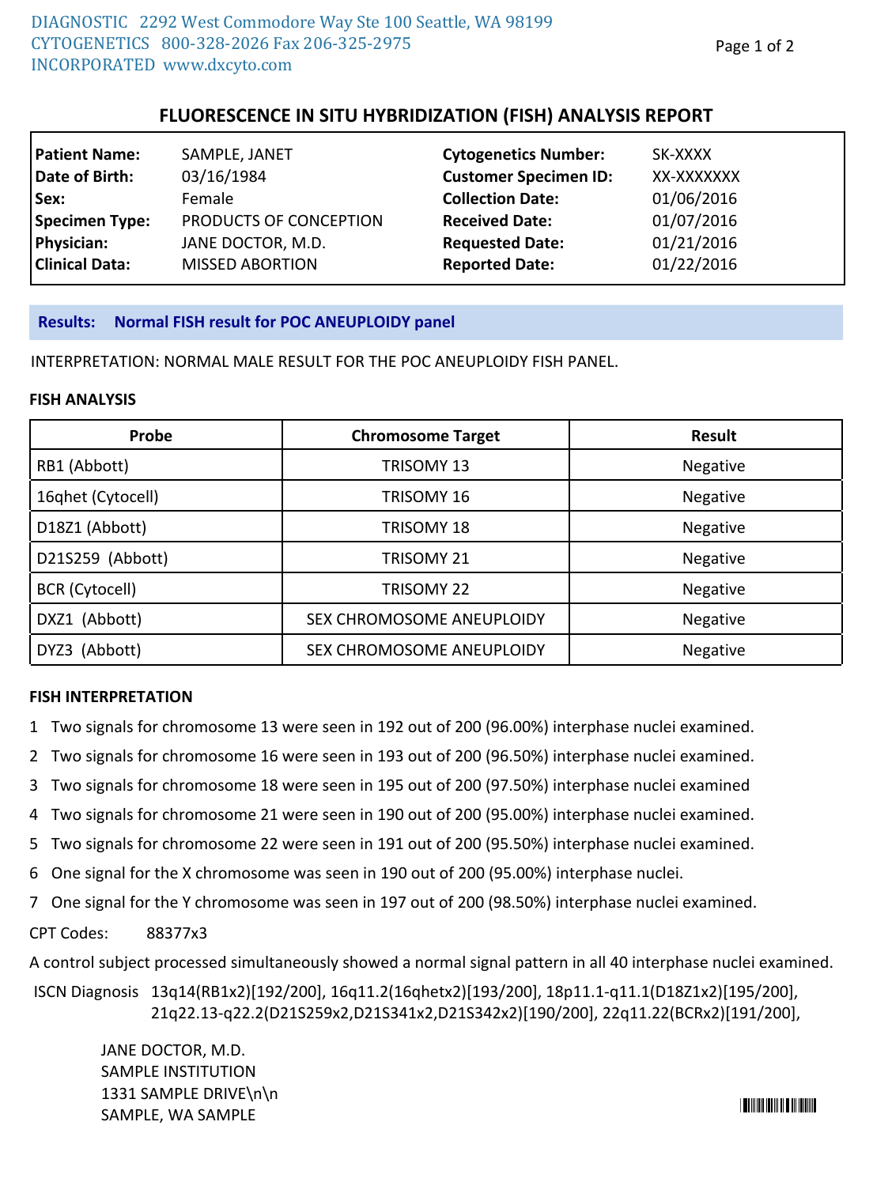DIAGNOSTIC 2292 West Commodore Way Ste 100 Seattle, WA 98199
CYTOGENETICS 800-328-2026 Fax 206-325-2975
INCORPORATED www.dxcyto.com

# FLUORESCENCE IN SITU HYBRIDIZATION (FISH) ANALYSIS REPORT

| | | | |
|---|---|---|---|
| **Patient Name:** | SAMPLE, JANET | **Cytogenetics Number:** | SK-XXXX |
| **Date of Birth:** | 03/16/1984 | **Customer Specimen ID:** | XX-XXXXXXX |
| **Sex:** | Female | **Collection Date:** | 01/06/2016 |
| **Specimen Type:** | PRODUCTS OF CONCEPTION | **Received Date:** | 01/07/2016 |
| **Physician:** | JANE DOCTOR, M.D. | **Requested Date:** | 01/21/2016 |
| **Clinical Data:** | MISSED ABORTION | **Reported Date:** | 01/22/2016 |

**Results: Normal FISH result for POC ANEUPLOIDY panel**

INTERPRETATION: NORMAL MALE RESULT FOR THE POC ANEUPLOIDY FISH PANEL.

## FISH ANALYSIS

| Probe | Chromosome Target | Result |
|---|---|---|
| RB1 (Abbott) | TRISOMY 13 | Negative |
| 16qhet (Cytocell) | TRISOMY 16 | Negative |
| D18Z1 (Abbott) | TRISOMY 18 | Negative |
| D21S259 (Abbott) | TRISOMY 21 | Negative |
| BCR (Cytocell) | TRISOMY 22 | Negative |
| DXZ1 (Abbott) | SEX CHROMOSOME ANEUPLOIDY | Negative |
| DYZ3 (Abbott) | SEX CHROMOSOME ANEUPLOIDY | Negative |

## FISH INTERPRETATION

1 Two signals for chromosome 13 were seen in 192 out of 200 (96.00%) interphase nuclei examined.
2 Two signals for chromosome 16 were seen in 193 out of 200 (96.50%) interphase nuclei examined.
3 Two signals for chromosome 18 were seen in 195 out of 200 (97.50%) interphase nuclei examined
4 Two signals for chromosome 21 were seen in 190 out of 200 (95.00%) interphase nuclei examined.
5 Two signals for chromosome 22 were seen in 191 out of 200 (95.50%) interphase nuclei examined.
6 One signal for the X chromosome was seen in 190 out of 200 (95.00%) interphase nuclei.
7 One signal for the Y chromosome was seen in 197 out of 200 (98.50%) interphase nuclei examined.

CPT Codes: 88377x3

A control subject processed simultaneously showed a normal signal pattern in all 40 interphase nuclei examined.

ISCN Diagnosis 13q14(RB1x2)[192/200], 16q11.2(16qhetx2)[193/200], 18p11.1-q11.1(D18Z1x2)[195/200], 21q22.13-q22.2(D21S259x2,D21S341x2,D21S342x2)[190/200], 22q11.22(BCRx2)[191/200],

JANE DOCTOR, M.D.
SAMPLE INSTITUTION
1331 SAMPLE DRIVE\n\n
SAMPLE, WA SAMPLE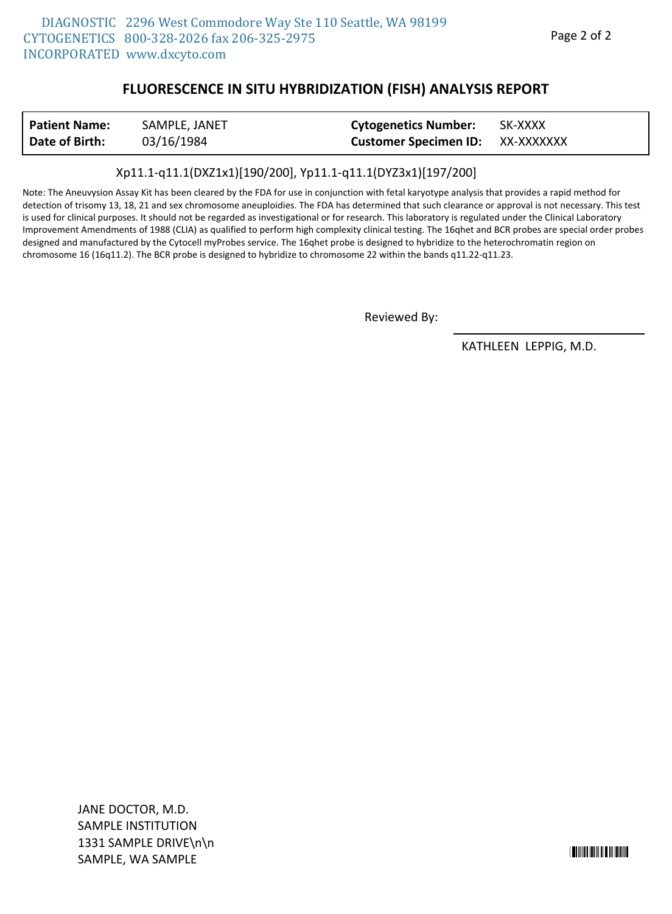DIAGNOSTIC CYTOGENETICS INCORPORATED 2296 West Commodore Way Ste 110 Seattle, WA 98199 800-328-2026 fax 206-325-2975 www.dxcyto.com

## FLUORESCENCE IN SITU HYBRIDIZATION (FISH) ANALYSIS REPORT

| | | | |
|---|---|---|---|
| **Patient Name:** | SAMPLE, JANET | **Cytogenetics Number:** | SK-XXXX |
| **Date of Birth:** | 03/16/1984 | **Customer Specimen ID:** | XX-XXXXXXX |

Xp11.1-q11.1(DXZ1x1)[190/200], Yp11.1-q11.1(DYZ3x1)[197/200]

Note: The Aneuvysion Assay Kit has been cleared by the FDA for use in conjunction with fetal karyotype analysis that provides a rapid method for detection of trisomy 13, 18, 21 and sex chromosome aneuploidies. The FDA has determined that such clearance or approval is not necessary. This test is used for clinical purposes. It should not be regarded as investigational or for research. This laboratory is regulated under the Clinical Laboratory Improvement Amendments of 1988 (CLIA) as qualified to perform high complexity clinical testing. The 16qhet and BCR probes are special order probes designed and manufactured by the Cytocell myProbes service. The 16qhet probe is designed to hybridize to the heterochromatin region on chromosome 16 (16q11.2). The BCR probe is designed to hybridize to chromosome 22 within the bands q11.22-q11.23.

Reviewed By:

KATHLEEN LEPPIG, M.D.

JANE DOCTOR, M.D.
SAMPLE INSTITUTION
1331 SAMPLE DRIVE\n\n
SAMPLE, WA SAMPLE